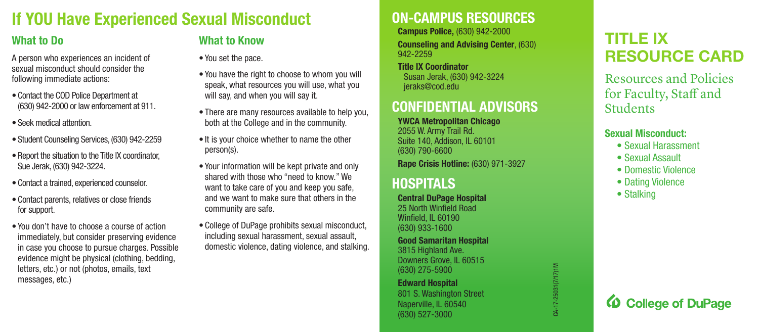# If YOU Have Experienced Sexual Misconduct

## What to Do

A person who experiences an incident of sexual misconduct should consider the following immediate actions:

- Contact the COD Police Department at (630) 942-2000 or law enforcement at 911.
- Seek medical attention.
- Student Counseling Services, (630) 942-2259
- Report the situation to the Title IX coordinator, Sue Jerak, (630) 942-3224.
- Contact a trained, experienced counselor.
- Contact parents, relatives or close friends for support.
- You don't have to choose a course of action immediately, but consider preserving evidence in case you choose to pursue charges. Possible evidence might be physical (clothing, bedding, letters, etc.) or not (photos, emails, text messages, etc.)

## What to Know

- You set the pace.
- You have the right to choose to whom you will speak, what resources you will use, what you will say, and when you will say it.
- There are many resources available to help you, both at the College and in the community.
- It is your choice whether to name the other person(s).
- Your information will be kept private and only shared with those who "need to know." We want to take care of you and keep you safe, and we want to make sure that others in the community are safe.
- College of DuPage prohibits sexual misconduct, including sexual harassment, sexual assault, domestic violence, dating violence, and stalking.

## ON-CAMPUS RESOURCES

**Campus Police,** (630) 942-2000

**Counseling and Advising Center**, (630) 942-2259

**Title IX Coordinator**
Susan Jerak, (630) 942-3224
jeraks@cod.edu

## CONFIDENTIAL ADVISORS

**YWCA Metropolitan Chicago**
2055 W. Army Trail Rd.
Suite 140, Addison, IL 60101
(630) 790-6600

**Rape Crisis Hotline:** (630) 971-3927

## HOSPITALS

**Central DuPage Hospital**
25 North Winfield Road
Winfield, IL 60190
(630) 933-1600

**Good Samaritan Hospital**
3815 Highland Ave.
Downers Grove, IL 60515
(630) 275-5900

**Edward Hospital**
801 S. Washington Street
Naperville, IL 60540
(630) 527-3000

CA-17-25031(7/17)1M

# TITLE IX RESOURCE CARD

Resources and Policies for Faculty, Staff and Students

### Sexual Misconduct:

- Sexual Harassment
- Sexual Assault
- Domestic Violence
- Dating Violence
- Stalking

College of DuPage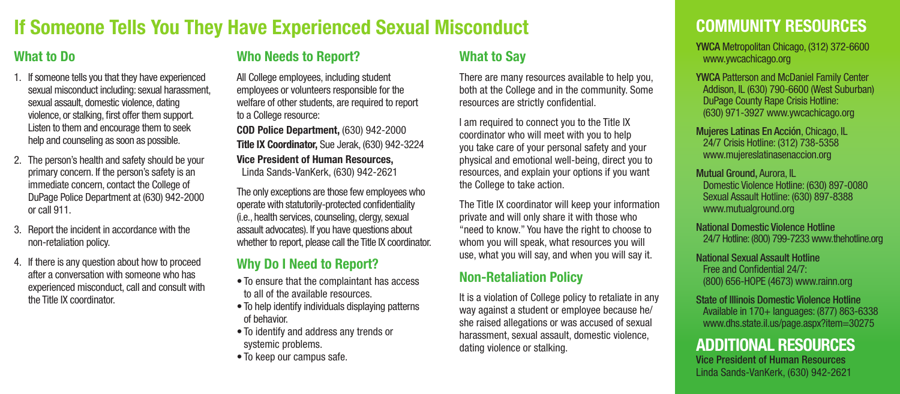# If Someone Tells You They Have Experienced Sexual Misconduct

## What to Do

1. If someone tells you that they have experienced sexual misconduct including: sexual harassment, sexual assault, domestic violence, dating violence, or stalking, first offer them support. Listen to them and encourage them to seek help and counseling as soon as possible.
2. The person's health and safety should be your primary concern. If the person's safety is an immediate concern, contact the College of DuPage Police Department at (630) 942-2000 or call 911.
3. Report the incident in accordance with the non-retaliation policy.
4. If there is any question about how to proceed after a conversation with someone who has experienced misconduct, call and consult with the Title IX coordinator.

## Who Needs to Report?

All College employees, including student employees or volunteers responsible for the welfare of other students, are required to report to a College resource:

**COD Police Department,** (630) 942-2000
**Title IX Coordinator,** Sue Jerak, (630) 942-3224
**Vice President of Human Resources,**
Linda Sands-VanKerk, (630) 942-2621

The only exceptions are those few employees who operate with statutorily-protected confidentiality (i.e., health services, counseling, clergy, sexual assault advocates). If you have questions about whether to report, please call the Title IX coordinator.

## Why Do I Need to Report?

- To ensure that the complainant has access to all of the available resources.
- To help identify individuals displaying patterns of behavior.
- To identify and address any trends or systemic problems.
- To keep our campus safe.

## What to Say

There are many resources available to help you, both at the College and in the community. Some resources are strictly confidential.

I am required to connect you to the Title IX coordinator who will meet with you to help you take care of your personal safety and your physical and emotional well-being, direct you to resources, and explain your options if you want the College to take action.

The Title IX coordinator will keep your information private and will only share it with those who "need to know." You have the right to choose to whom you will speak, what resources you will use, what you will say, and when you will say it.

## Non-Retaliation Policy

It is a violation of College policy to retaliate in any way against a student or employee because he/she raised allegations or was accused of sexual harassment, sexual assault, domestic violence, dating violence or stalking.

## COMMUNITY RESOURCES

**YWCA** Metropolitan Chicago, (312) 372-6600
www.ywcachicago.org

**YWCA** Patterson and McDaniel Family Center
Addison, IL (630) 790-6600 (West Suburban)
DuPage County Rape Crisis Hotline:
(630) 971-3927 www.ywcachicago.org

**Mujeres Latinas En Acción**, Chicago, IL
24/7 Crisis Hotline: (312) 738-5358
www.mujereslatinasenaccion.org

**Mutual Ground,** Aurora, IL
Domestic Violence Hotline: (630) 897-0080
Sexual Assault Hotline: (630) 897-8388
www.mutualground.org

**National Domestic Violence Hotline**
24/7 Hotline: (800) 799-7233 www.thehotline.org

**National Sexual Assault Hotline**
Free and Confidential 24/7:
(800) 656-HOPE (4673) www.rainn.org

**State of Illinois Domestic Violence Hotline**
Available in 170+ languages: (877) 863-6338
www.dhs.state.il.us/page.aspx?item=30275

## ADDITIONAL RESOURCES

**Vice President of Human Resources**
Linda Sands-VanKerk, (630) 942-2621